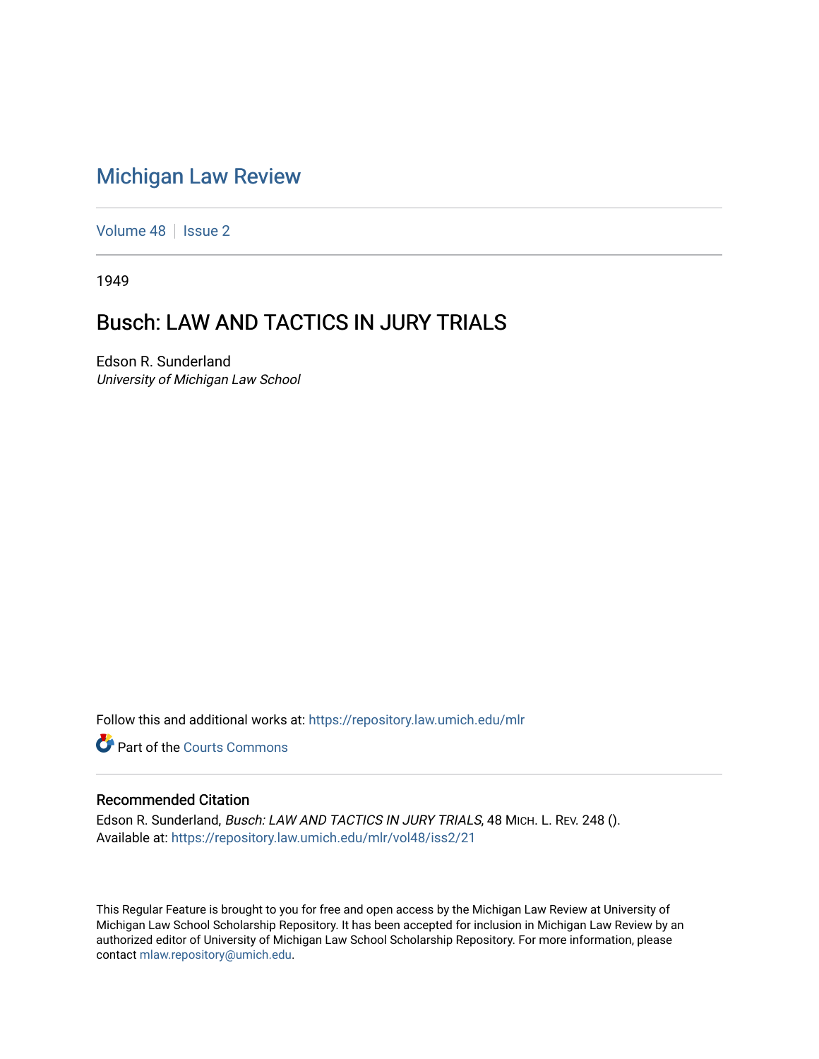# Michigan Law Review

Volume 48 | Issue 2

1949

## Busch: LAW AND TACTICS IN JURY TRIALS

Edson R. Sunderland
*University of Michigan Law School*

Follow this and additional works at: https://repository.law.umich.edu/mlr

Part of the Courts Commons

### Recommended Citation

Edson R. Sunderland, *Busch: LAW AND TACTICS IN JURY TRIALS*, 48 MICH. L. REV. 248 ().
Available at: https://repository.law.umich.edu/mlr/vol48/iss2/21

This Regular Feature is brought to you for free and open access by the Michigan Law Review at University of Michigan Law School Scholarship Repository. It has been accepted for inclusion in Michigan Law Review by an authorized editor of University of Michigan Law School Scholarship Repository. For more information, please contact mlaw.repository@umich.edu.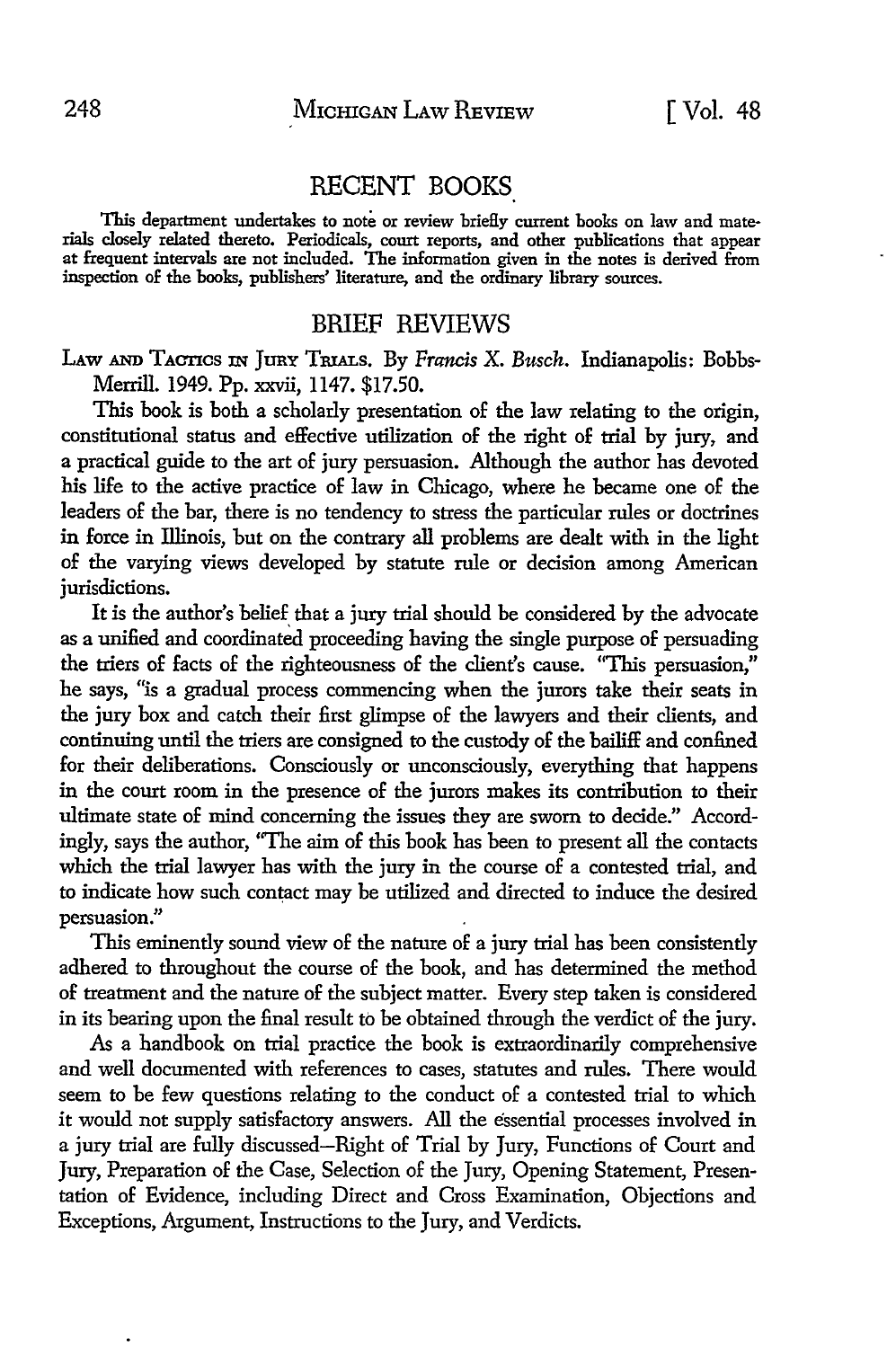# RECENT BOOKS

This department undertakes to note or review briefly current books on law and materials closely related thereto. Periodicals, court reports, and other publications that appear at frequent intervals are not included. The information given in the notes is derived from inspection of the books, publishers' literature, and the ordinary library sources.

## BRIEF REVIEWS

LAW AND TACTICS IN JURY TRIALS. By *Francis X. Busch*. Indianapolis: Bobbs-Merrill. 1949. Pp. xxvii, 1147. $17.50.

This book is both a scholarly presentation of the law relating to the origin, constitutional status and effective utilization of the right of trial by jury, and a practical guide to the art of jury persuasion. Although the author has devoted his life to the active practice of law in Chicago, where he became one of the leaders of the bar, there is no tendency to stress the particular rules or doctrines in force in Illinois, but on the contrary all problems are dealt with in the light of the varying views developed by statute rule or decision among American jurisdictions.

It is the author's belief that a jury trial should be considered by the advocate as a unified and coordinated proceeding having the single purpose of persuading the triers of facts of the righteousness of the client's cause. "This persuasion," he says, "is a gradual process commencing when the jurors take their seats in the jury box and catch their first glimpse of the lawyers and their clients, and continuing until the triers are consigned to the custody of the bailiff and confined for their deliberations. Consciously or unconsciously, everything that happens in the court room in the presence of the jurors makes its contribution to their ultimate state of mind concerning the issues they are sworn to decide." Accordingly, says the author, "The aim of this book has been to present all the contacts which the trial lawyer has with the jury in the course of a contested trial, and to indicate how such contact may be utilized and directed to induce the desired persuasion."

This eminently sound view of the nature of a jury trial has been consistently adhered to throughout the course of the book, and has determined the method of treatment and the nature of the subject matter. Every step taken is considered in its bearing upon the final result to be obtained through the verdict of the jury.

As a handbook on trial practice the book is extraordinarily comprehensive and well documented with references to cases, statutes and rules. There would seem to be few questions relating to the conduct of a contested trial to which it would not supply satisfactory answers. All the essential processes involved in a jury trial are fully discussed—Right of Trial by Jury, Functions of Court and Jury, Preparation of the Case, Selection of the Jury, Opening Statement, Presentation of Evidence, including Direct and Cross Examination, Objections and Exceptions, Argument, Instructions to the Jury, and Verdicts.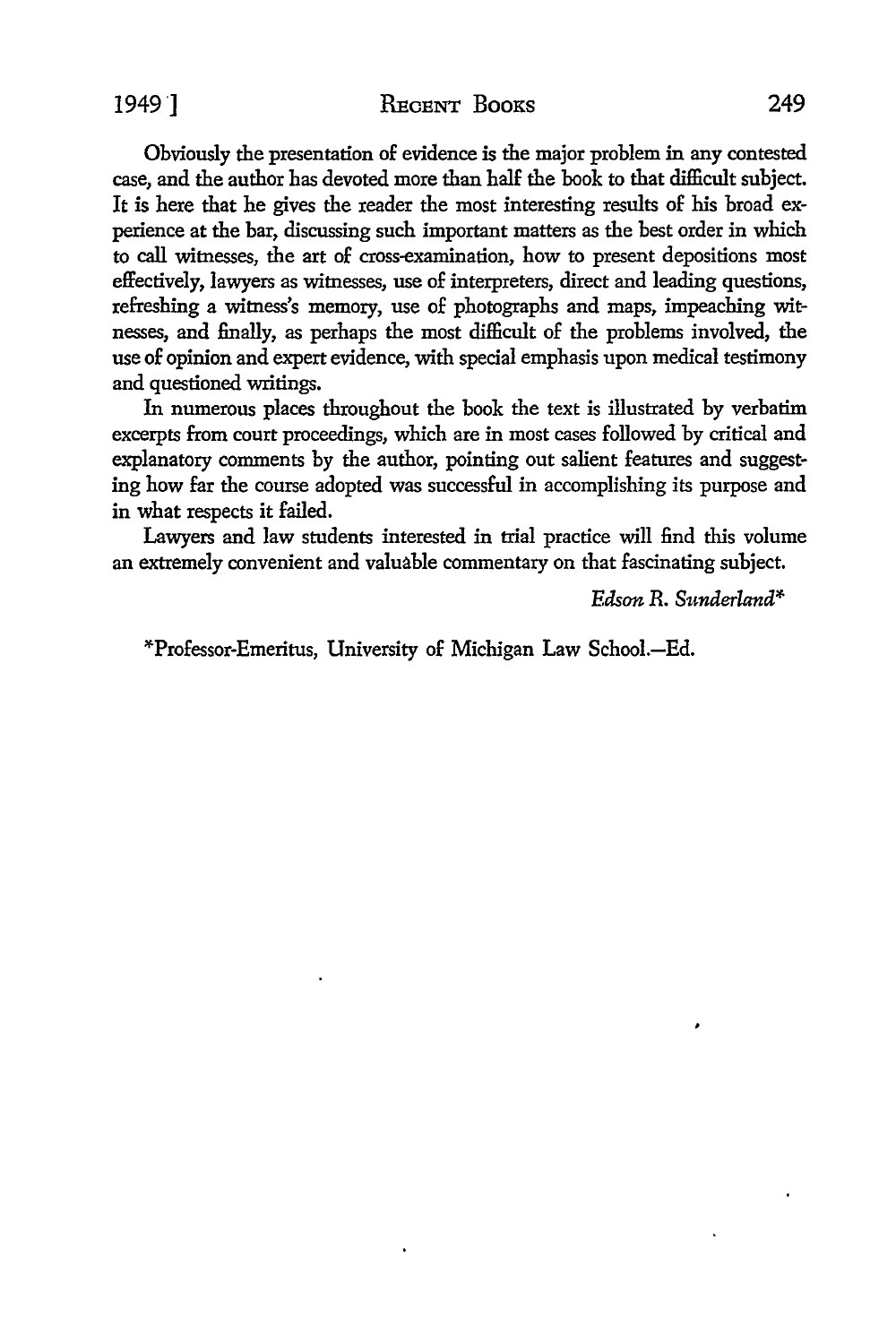Obviously the presentation of evidence is the major problem in any contested case, and the author has devoted more than half the book to that difficult subject. It is here that he gives the reader the most interesting results of his broad experience at the bar, discussing such important matters as the best order in which to call witnesses, the art of cross-examination, how to present depositions most effectively, lawyers as witnesses, use of interpreters, direct and leading questions, refreshing a witness's memory, use of photographs and maps, impeaching witnesses, and finally, as perhaps the most difficult of the problems involved, the use of opinion and expert evidence, with special emphasis upon medical testimony and questioned writings.

In numerous places throughout the book the text is illustrated by verbatim excerpts from court proceedings, which are in most cases followed by critical and explanatory comments by the author, pointing out salient features and suggesting how far the course adopted was successful in accomplishing its purpose and in what respects it failed.

Lawyers and law students interested in trial practice will find this volume an extremely convenient and valuable commentary on that fascinating subject.

*Edson R. Sunderland**

*Professor-Emeritus, University of Michigan Law School.—Ed.